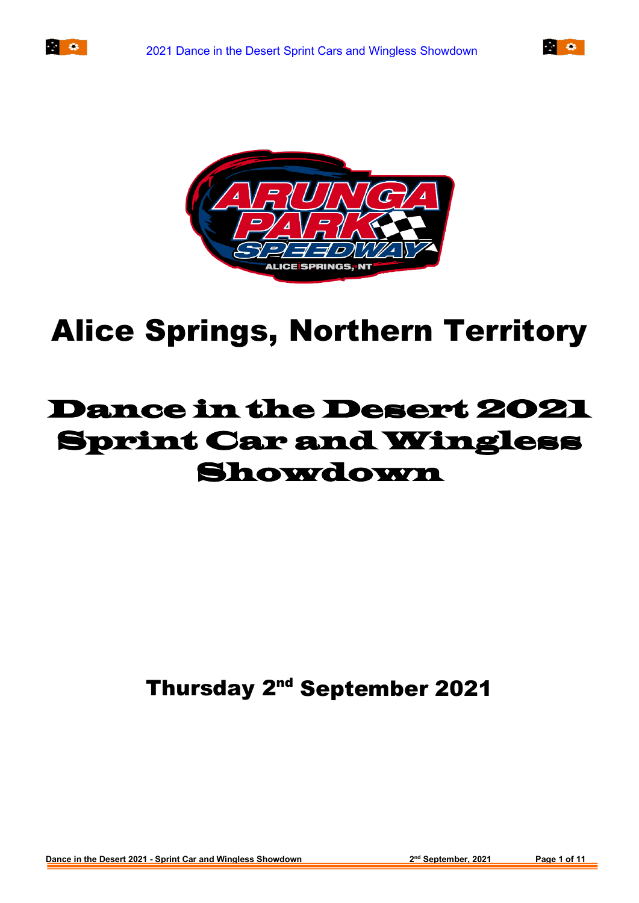# Alice Springs, Northern Territory

# Dance in the Desert 2021 Sprint Car and Wingless Showdown

**Thursday 2nd September 2021**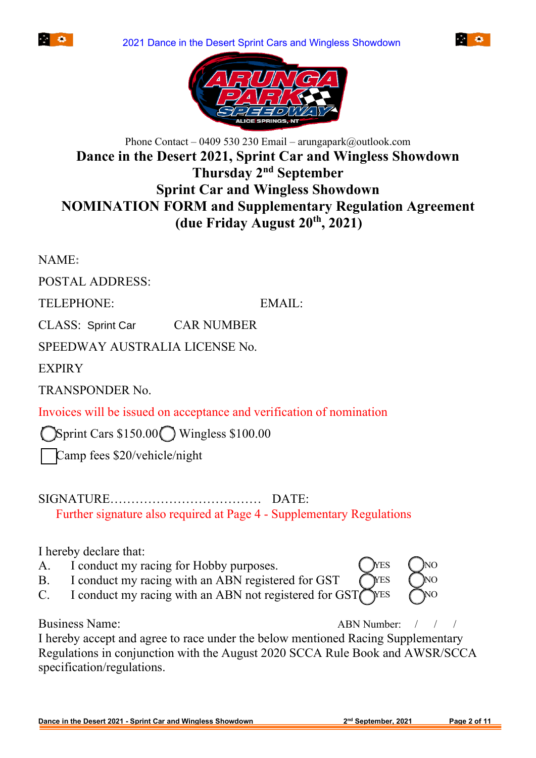Phone Contact – 0409 530 230 Email – arungapark@outlook.com

# Dance in the Desert 2021, Sprint Car and Wingless Showdown
## Thursday 2nd September
## Sprint Car and Wingless Showdown
## NOMINATION FORM and Supplementary Regulation Agreement
## (due Friday August 20th, 2021)

NAME:

POSTAL ADDRESS:

TELEPHONE: EMAIL:

CLASS: Sprint Car CAR NUMBER

SPEEDWAY AUSTRALIA LICENSE No.

EXPIRY

TRANSPONDER No.

Invoices will be issued on acceptance and verification of nomination

◯ Sprint Cars $150.00 ◯ Wingless $100.00

☐ Camp fees $20/vehicle/night

SIGNATURE……………………………… DATE:

Further signature also required at Page 4 - Supplementary Regulations

I hereby declare that:

A. I conduct my racing for Hobby purposes. ◯ YES ◯ NO
B. I conduct my racing with an ABN registered for GST ◯ YES ◯ NO
C. I conduct my racing with an ABN not registered for GST ◯ YES ◯ NO

Business Name: ABN Number: / / /

I hereby accept and agree to race under the below mentioned Racing Supplementary Regulations in conjunction with the August 2020 SCCA Rule Book and AWSR/SCCA specification/regulations.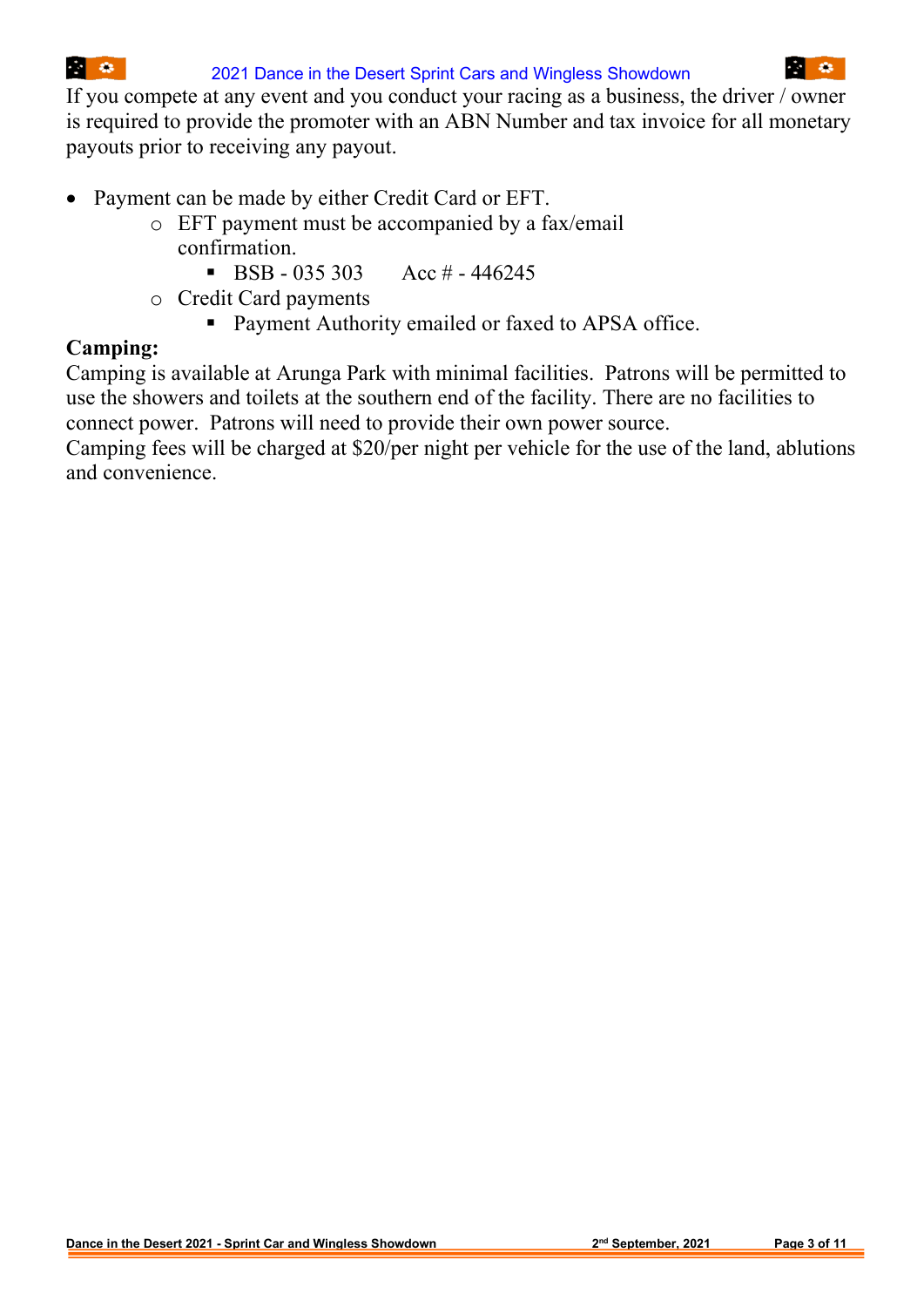If you compete at any event and you conduct your racing as a business, the driver / owner is required to provide the promoter with an ABN Number and tax invoice for all monetary payouts prior to receiving any payout.

- Payment can be made by either Credit Card or EFT.
  - EFT payment must be accompanied by a fax/email confirmation.
    - BSB - 035 303     Acc # - 446245
  - Credit Card payments
    - Payment Authority emailed or faxed to APSA office.

**Camping:**

Camping is available at Arunga Park with minimal facilities. Patrons will be permitted to use the showers and toilets at the southern end of the facility. There are no facilities to connect power. Patrons will need to provide their own power source.

Camping fees will be charged at $20/per night per vehicle for the use of the land, ablutions and convenience.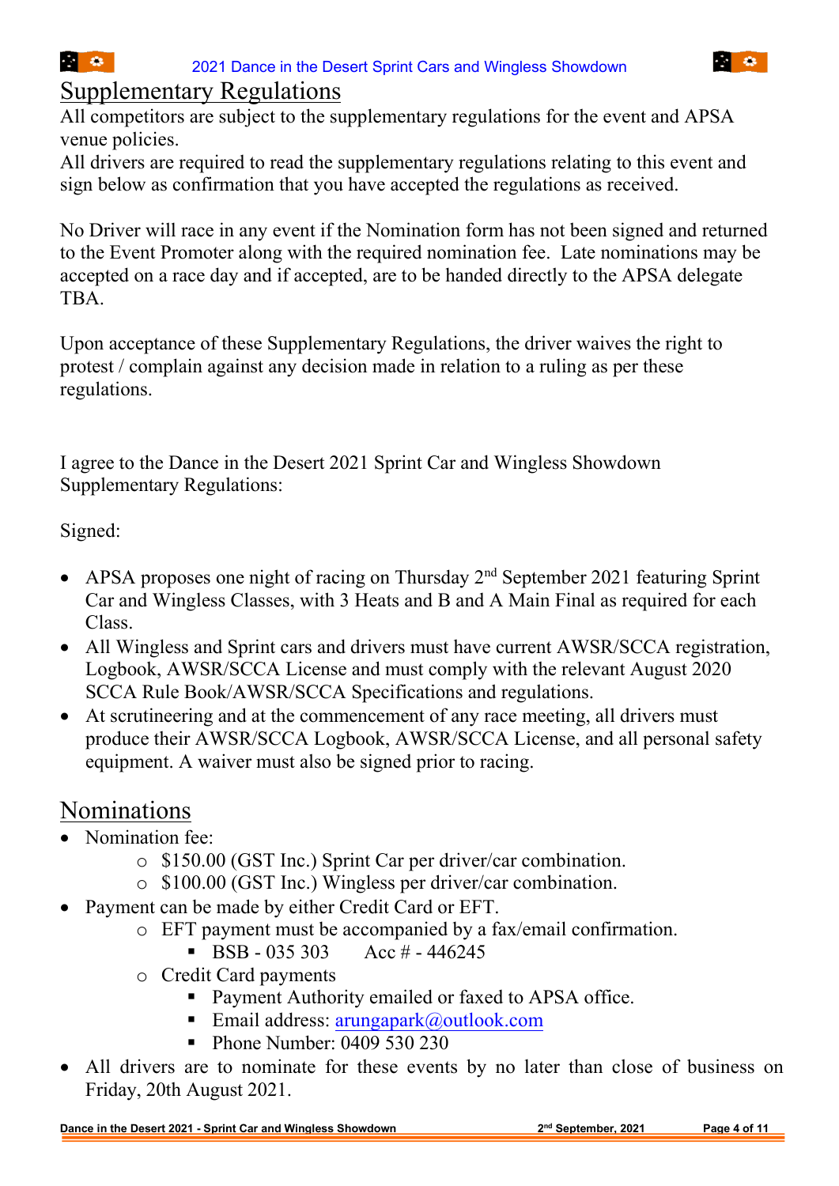## Supplementary Regulations

All competitors are subject to the supplementary regulations for the event and APSA venue policies.
All drivers are required to read the supplementary regulations relating to this event and sign below as confirmation that you have accepted the regulations as received.

No Driver will race in any event if the Nomination form has not been signed and returned to the Event Promoter along with the required nomination fee. Late nominations may be accepted on a race day and if accepted, are to be handed directly to the APSA delegate TBA.

Upon acceptance of these Supplementary Regulations, the driver waives the right to protest / complain against any decision made in relation to a ruling as per these regulations.

I agree to the Dance in the Desert 2021 Sprint Car and Wingless Showdown Supplementary Regulations:

Signed:

- APSA proposes one night of racing on Thursday 2nd September 2021 featuring Sprint Car and Wingless Classes, with 3 Heats and B and A Main Final as required for each Class.
- All Wingless and Sprint cars and drivers must have current AWSR/SCCA registration, Logbook, AWSR/SCCA License and must comply with the relevant August 2020 SCCA Rule Book/AWSR/SCCA Specifications and regulations.
- At scrutineering and at the commencement of any race meeting, all drivers must produce their AWSR/SCCA Logbook, AWSR/SCCA License, and all personal safety equipment. A waiver must also be signed prior to racing.

## Nominations

- Nomination fee:
  - $150.00 (GST Inc.) Sprint Car per driver/car combination.
  - $100.00 (GST Inc.) Wingless per driver/car combination.
- Payment can be made by either Credit Card or EFT.
  - EFT payment must be accompanied by a fax/email confirmation.
    - BSB - 035 303 Acc # - 446245
  - Credit Card payments
    - Payment Authority emailed or faxed to APSA office.
    - Email address: arungapark@outlook.com
    - Phone Number: 0409 530 230
- All drivers are to nominate for these events by no later than close of business on Friday, 20th August 2021.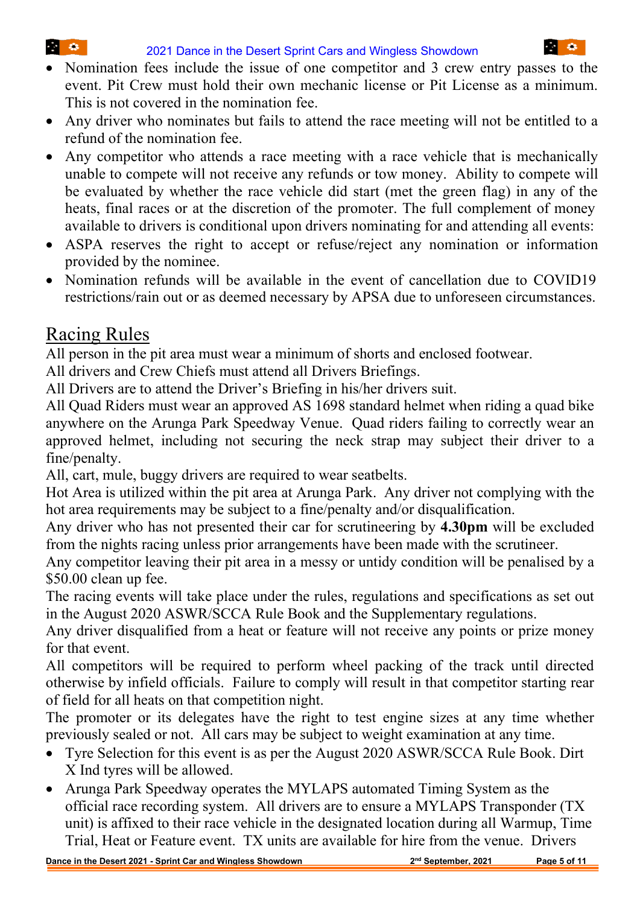- Nomination fees include the issue of one competitor and 3 crew entry passes to the event. Pit Crew must hold their own mechanic license or Pit License as a minimum. This is not covered in the nomination fee.
- Any driver who nominates but fails to attend the race meeting will not be entitled to a refund of the nomination fee.
- Any competitor who attends a race meeting with a race vehicle that is mechanically unable to compete will not receive any refunds or tow money. Ability to compete will be evaluated by whether the race vehicle did start (met the green flag) in any of the heats, final races or at the discretion of the promoter. The full complement of money available to drivers is conditional upon drivers nominating for and attending all events:
- ASPA reserves the right to accept or refuse/reject any nomination or information provided by the nominee.
- Nomination refunds will be available in the event of cancellation due to COVID19 restrictions/rain out or as deemed necessary by APSA due to unforeseen circumstances.

## Racing Rules

All person in the pit area must wear a minimum of shorts and enclosed footwear.
All drivers and Crew Chiefs must attend all Drivers Briefings.
All Drivers are to attend the Driver's Briefing in his/her drivers suit.
All Quad Riders must wear an approved AS 1698 standard helmet when riding a quad bike anywhere on the Arunga Park Speedway Venue. Quad riders failing to correctly wear an approved helmet, including not securing the neck strap may subject their driver to a fine/penalty.
All, cart, mule, buggy drivers are required to wear seatbelts.
Hot Area is utilized within the pit area at Arunga Park. Any driver not complying with the hot area requirements may be subject to a fine/penalty and/or disqualification.
Any driver who has not presented their car for scrutineering by **4.30pm** will be excluded from the nights racing unless prior arrangements have been made with the scrutineer.
Any competitor leaving their pit area in a messy or untidy condition will be penalised by a $50.00 clean up fee.
The racing events will take place under the rules, regulations and specifications as set out in the August 2020 ASWR/SCCA Rule Book and the Supplementary regulations.
Any driver disqualified from a heat or feature will not receive any points or prize money for that event.
All competitors will be required to perform wheel packing of the track until directed otherwise by infield officials. Failure to comply will result in that competitor starting rear of field for all heats on that competition night.
The promoter or its delegates have the right to test engine sizes at any time whether previously sealed or not. All cars may be subject to weight examination at any time.

- Tyre Selection for this event is as per the August 2020 ASWR/SCCA Rule Book. Dirt X Ind tyres will be allowed.
- Arunga Park Speedway operates the MYLAPS automated Timing System as the official race recording system. All drivers are to ensure a MYLAPS Transponder (TX unit) is affixed to their race vehicle in the designated location during all Warmup, Time Trial, Heat or Feature event. TX units are available for hire from the venue. Drivers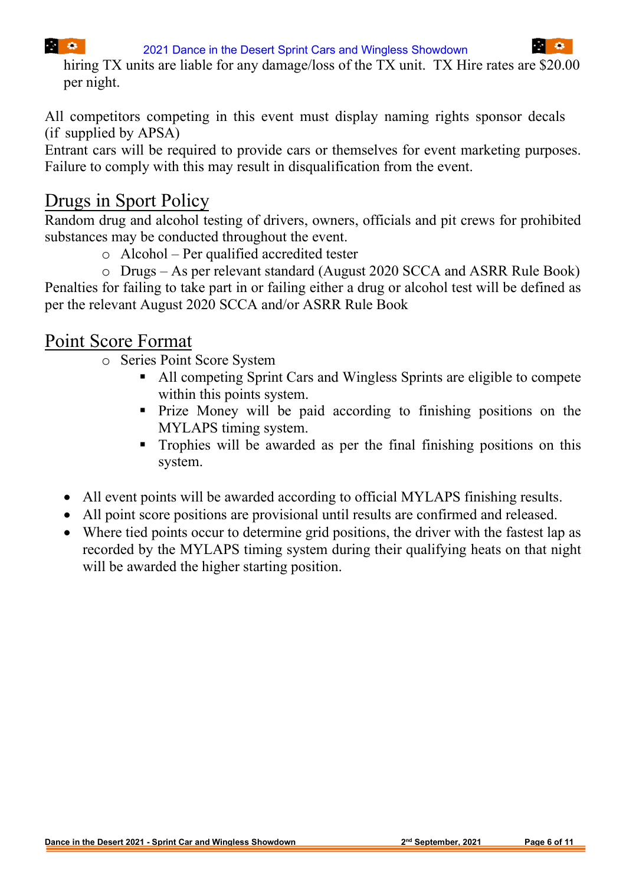hiring TX units are liable for any damage/loss of the TX unit. TX Hire rates are $20.00 per night.

All competitors competing in this event must display naming rights sponsor decals (if supplied by APSA)
Entrant cars will be required to provide cars or themselves for event marketing purposes. Failure to comply with this may result in disqualification from the event.

## Drugs in Sport Policy

Random drug and alcohol testing of drivers, owners, officials and pit crews for prohibited substances may be conducted throughout the event.

- Alcohol – Per qualified accredited tester
- Drugs – As per relevant standard (August 2020 SCCA and ASRR Rule Book)

Penalties for failing to take part in or failing either a drug or alcohol test will be defined as per the relevant August 2020 SCCA and/or ASRR Rule Book

## Point Score Format

- Series Point Score System
  - All competing Sprint Cars and Wingless Sprints are eligible to compete within this points system.
  - Prize Money will be paid according to finishing positions on the MYLAPS timing system.
  - Trophies will be awarded as per the final finishing positions on this system.

- All event points will be awarded according to official MYLAPS finishing results.
- All point score positions are provisional until results are confirmed and released.
- Where tied points occur to determine grid positions, the driver with the fastest lap as recorded by the MYLAPS timing system during their qualifying heats on that night will be awarded the higher starting position.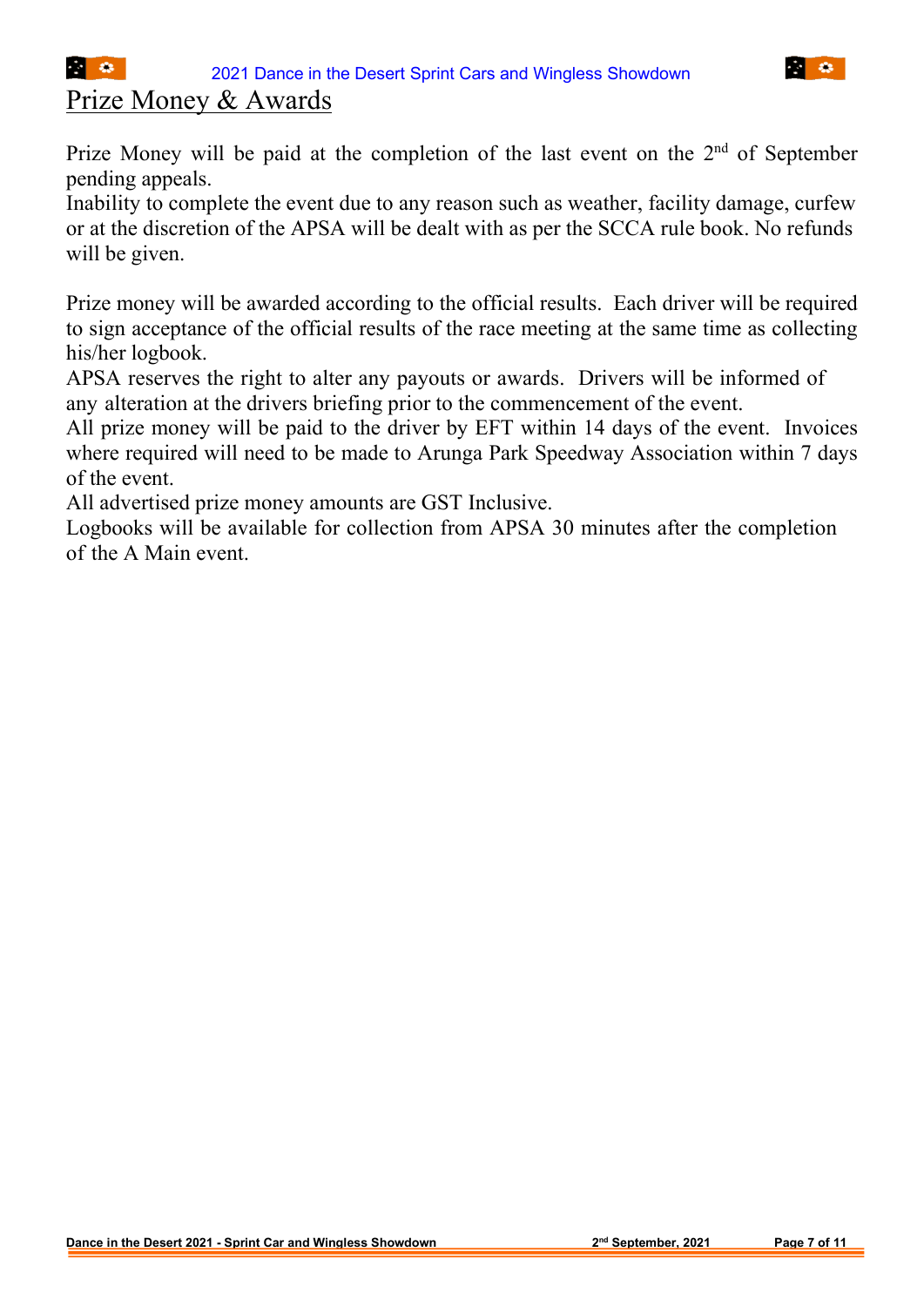# Prize Money & Awards

Prize Money will be paid at the completion of the last event on the 2nd of September pending appeals.
Inability to complete the event due to any reason such as weather, facility damage, curfew or at the discretion of the APSA will be dealt with as per the SCCA rule book. No refunds will be given.

Prize money will be awarded according to the official results. Each driver will be required to sign acceptance of the official results of the race meeting at the same time as collecting his/her logbook.
APSA reserves the right to alter any payouts or awards. Drivers will be informed of any alteration at the drivers briefing prior to the commencement of the event.
All prize money will be paid to the driver by EFT within 14 days of the event. Invoices where required will need to be made to Arunga Park Speedway Association within 7 days of the event.
All advertised prize money amounts are GST Inclusive.
Logbooks will be available for collection from APSA 30 minutes after the completion of the A Main event.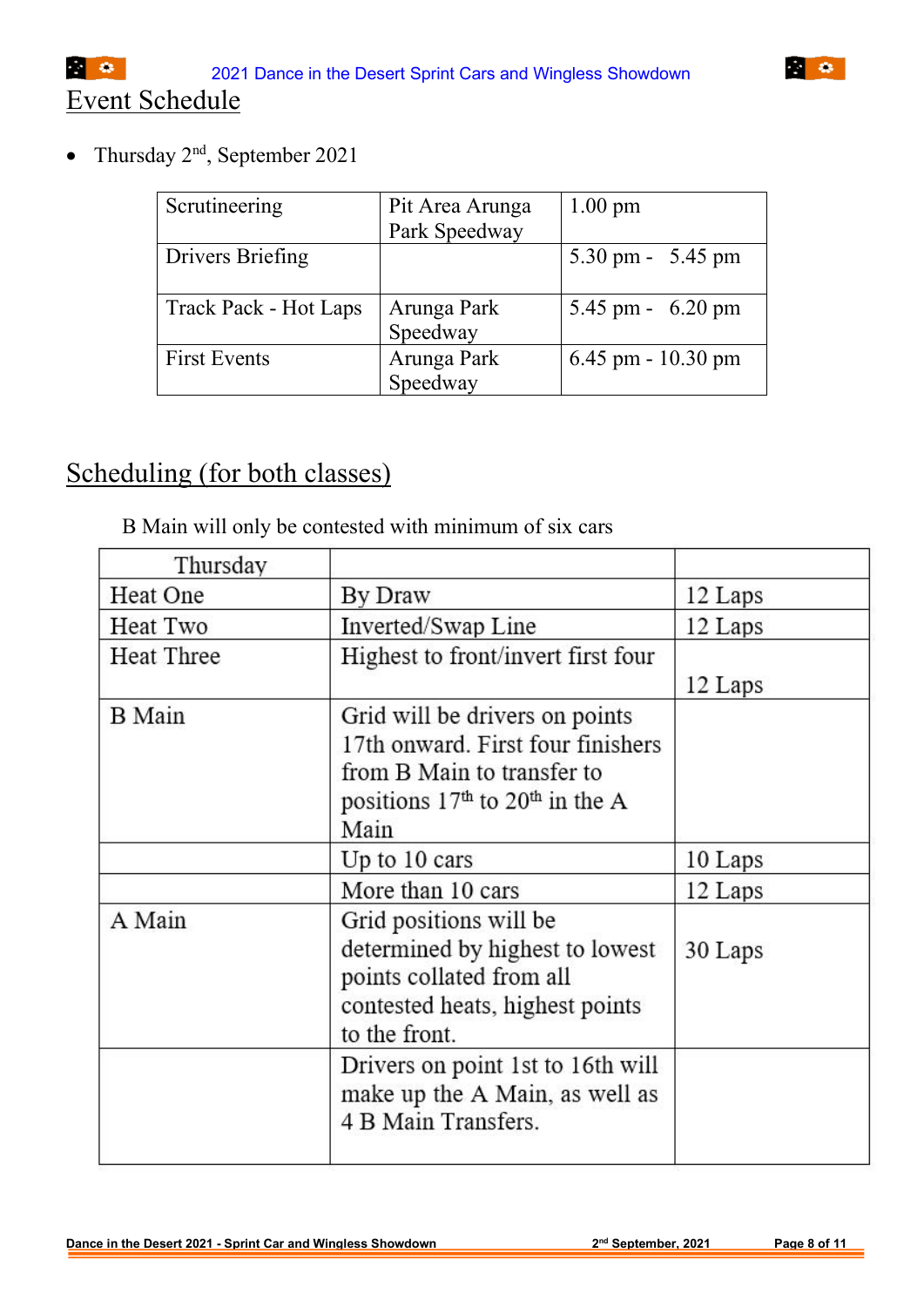## Event Schedule

- Thursday 2nd, September 2021

| Scrutineering | Pit Area Arunga Park Speedway | 1.00 pm |
|---|---|---|
| Drivers Briefing | | 5.30 pm - 5.45 pm |
| Track Pack - Hot Laps | Arunga Park Speedway | 5.45 pm - 6.20 pm |
| First Events | Arunga Park Speedway | 6.45 pm - 10.30 pm |

## Scheduling (for both classes)

B Main will only be contested with minimum of six cars

| Thursday | | |
|---|---|---|
| Heat One | By Draw | 12 Laps |
| Heat Two | Inverted/Swap Line | 12 Laps |
| Heat Three | Highest to front/invert first four | 12 Laps |
| B Main | Grid will be drivers on points 17th onward. First four finishers from B Main to transfer to positions 17th to 20th in the A Main | |
| | Up to 10 cars | 10 Laps |
| | More than 10 cars | 12 Laps |
| A Main | Grid positions will be determined by highest to lowest points collated from all contested heats, highest points to the front. | 30 Laps |
| | Drivers on point 1st to 16th will make up the A Main, as well as 4 B Main Transfers. | |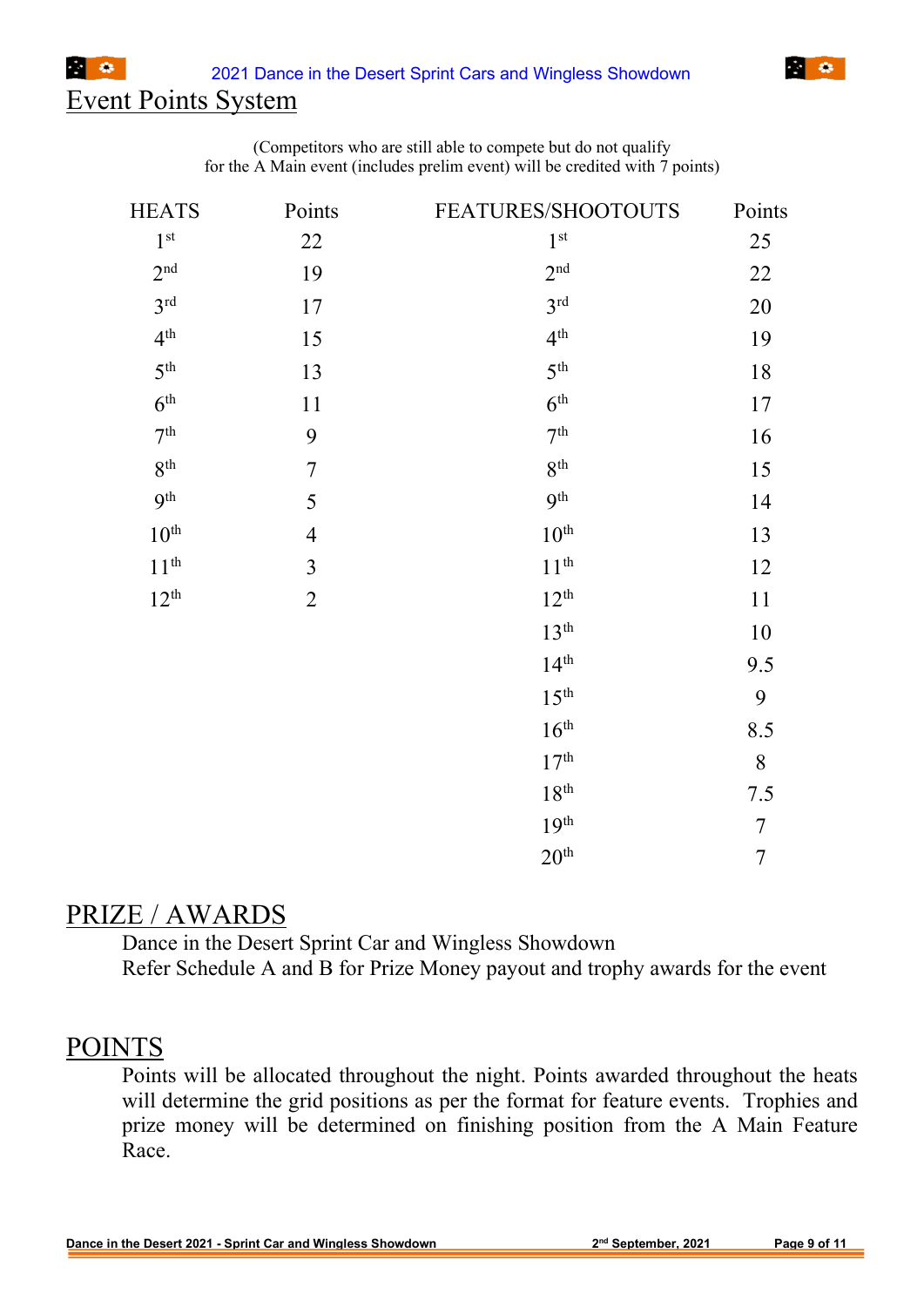## Event Points System

(Competitors who are still able to compete but do not qualify for the A Main event (includes prelim event) will be credited with 7 points)

| HEATS | Points | FEATURES/SHOOTOUTS | Points |
|---|---|---|---|
| 1st | 22 | 1st | 25 |
| 2nd | 19 | 2nd | 22 |
| 3rd | 17 | 3rd | 20 |
| 4th | 15 | 4th | 19 |
| 5th | 13 | 5th | 18 |
| 6th | 11 | 6th | 17 |
| 7th | 9 | 7th | 16 |
| 8th | 7 | 8th | 15 |
| 9th | 5 | 9th | 14 |
| 10th | 4 | 10th | 13 |
| 11th | 3 | 11th | 12 |
| 12th | 2 | 12th | 11 |
| | | 13th | 10 |
| | | 14th | 9.5 |
| | | 15th | 9 |
| | | 16th | 8.5 |
| | | 17th | 8 |
| | | 18th | 7.5 |
| | | 19th | 7 |
| | | 20th | 7 |

## PRIZE / AWARDS

Dance in the Desert Sprint Car and Wingless Showdown
Refer Schedule A and B for Prize Money payout and trophy awards for the event

## POINTS

Points will be allocated throughout the night. Points awarded throughout the heats will determine the grid positions as per the format for feature events. Trophies and prize money will be determined on finishing position from the A Main Feature Race.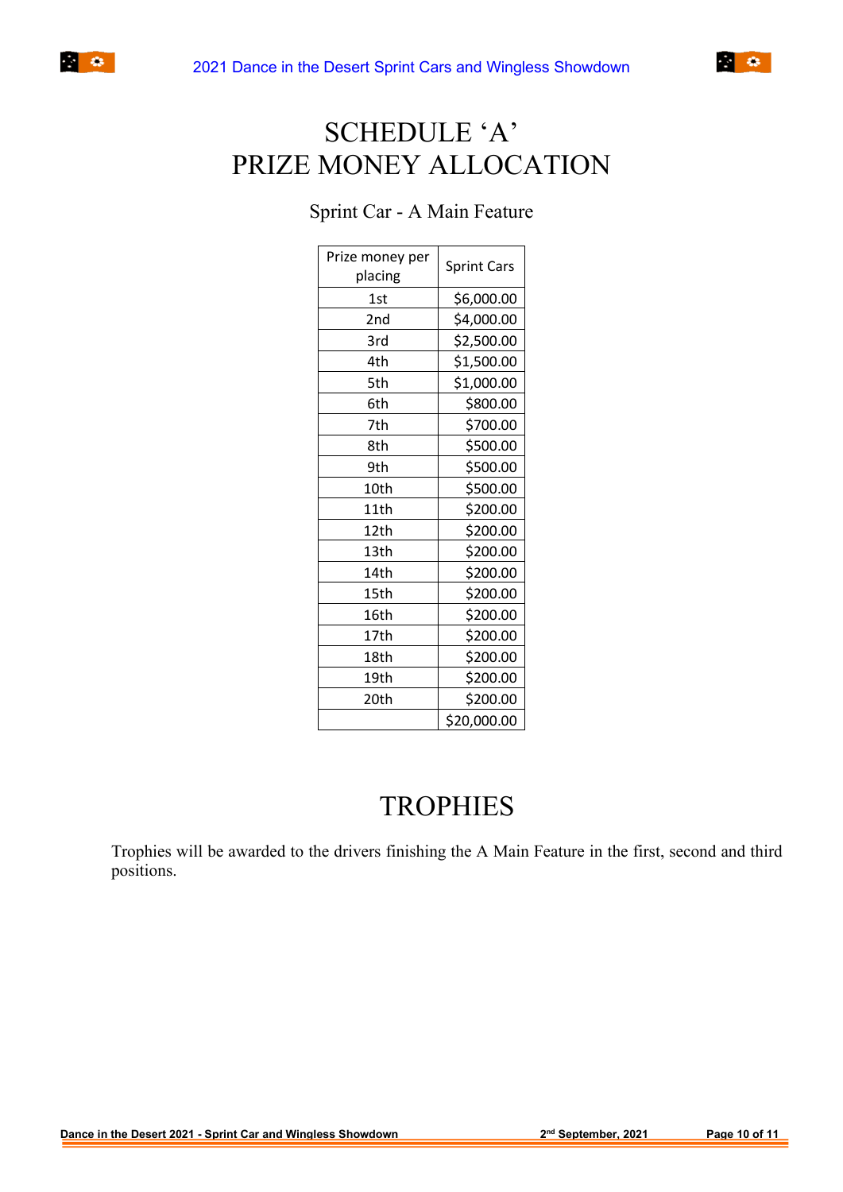# SCHEDULE 'A'
# PRIZE MONEY ALLOCATION

## Sprint Car - A Main Feature

| Prize money per placing | Sprint Cars |
|---|---|
| 1st | $6,000.00 |
| 2nd | $4,000.00 |
| 3rd | $2,500.00 |
| 4th | $1,500.00 |
| 5th | $1,000.00 |
| 6th | $800.00 |
| 7th | $700.00 |
| 8th | $500.00 |
| 9th | $500.00 |
| 10th | $500.00 |
| 11th | $200.00 |
| 12th | $200.00 |
| 13th | $200.00 |
| 14th | $200.00 |
| 15th | $200.00 |
| 16th | $200.00 |
| 17th | $200.00 |
| 18th | $200.00 |
| 19th | $200.00 |
| 20th | $200.00 |
| | $20,000.00 |

# TROPHIES

Trophies will be awarded to the drivers finishing the A Main Feature in the first, second and third positions.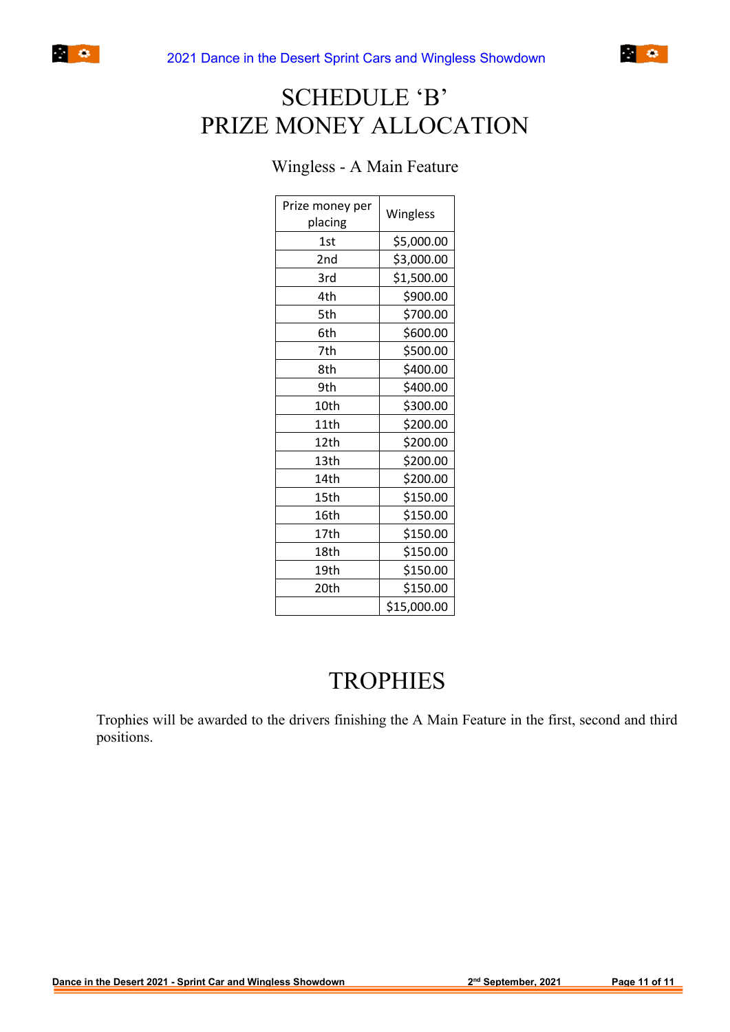# SCHEDULE 'B'
# PRIZE MONEY ALLOCATION

## Wingless - A Main Feature

| Prize money per placing | Wingless |
|---|---|
| 1st | $5,000.00 |
| 2nd | $3,000.00 |
| 3rd | $1,500.00 |
| 4th | $900.00 |
| 5th | $700.00 |
| 6th | $600.00 |
| 7th | $500.00 |
| 8th | $400.00 |
| 9th | $400.00 |
| 10th | $300.00 |
| 11th | $200.00 |
| 12th | $200.00 |
| 13th | $200.00 |
| 14th | $200.00 |
| 15th | $150.00 |
| 16th | $150.00 |
| 17th | $150.00 |
| 18th | $150.00 |
| 19th | $150.00 |
| 20th | $150.00 |
| | $15,000.00 |

# TROPHIES

Trophies will be awarded to the drivers finishing the A Main Feature in the first, second and third positions.